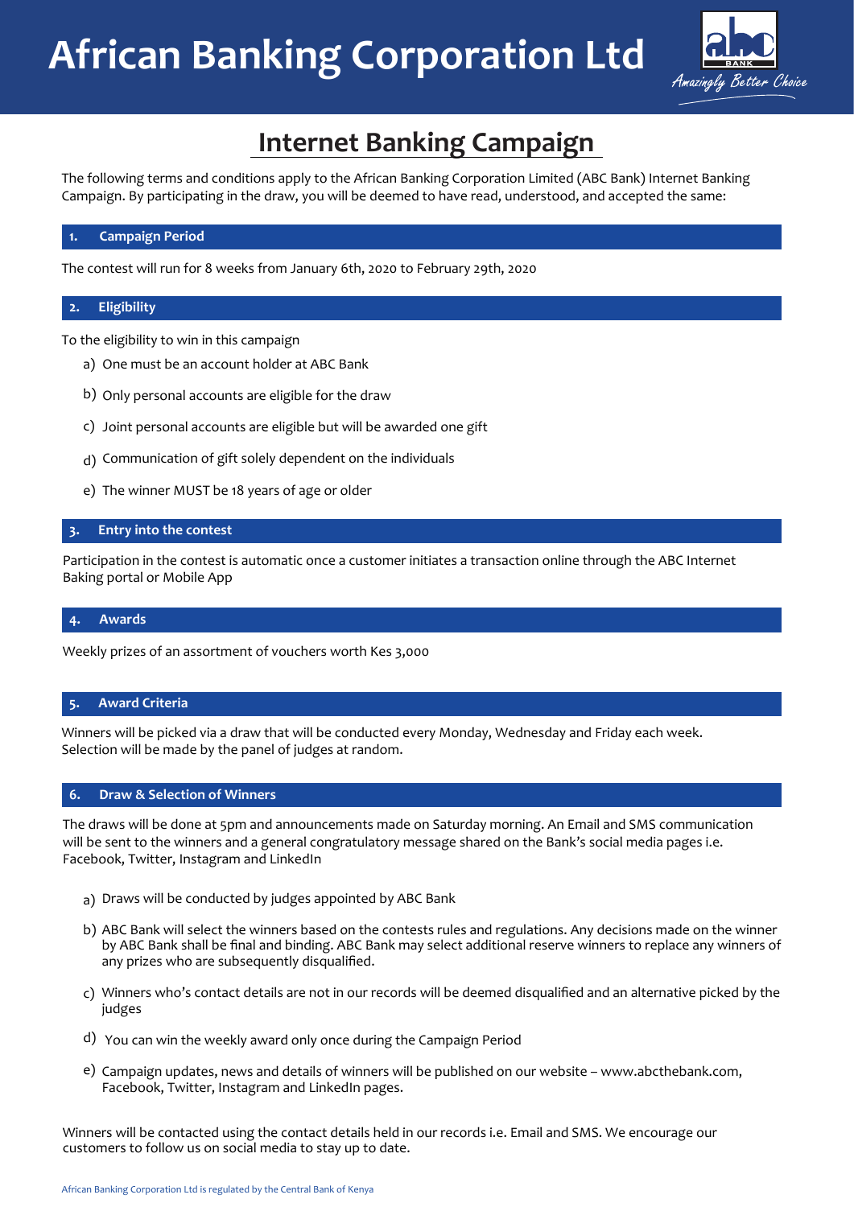# African Banking Corporation Ltd

Amazingly Better Choice

## Internet Banking Campaign

The following terms and conditions apply to the African Banking Corporation Limited (ABC Bank) Internet Banking Campaign. By participating in the draw, you will be deemed to have read, understood, and accepted the same:

### 1. Campaign Period

The contest will run for 8 weeks from January 6th, 2020 to February 29th, 2020

### 2. Eligibility

To the eligibility to win in this campaign

a) One must be an account holder at ABC Bank

b) Only personal accounts are eligible for the draw

c) Joint personal accounts are eligible but will be awarded one gift

d) Communication of gift solely dependent on the individuals

e) The winner MUST be 18 years of age or older

### 3. Entry into the contest

Participation in the contest is automatic once a customer initiates a transaction online through the ABC Internet Baking portal or Mobile App

### 4. Awards

Weekly prizes of an assortment of vouchers worth Kes 3,000

### 5. Award Criteria

Winners will be picked via a draw that will be conducted every Monday, Wednesday and Friday each week. Selection will be made by the panel of judges at random.

### 6. Draw & Selection of Winners

The draws will be done at 5pm and announcements made on Saturday morning. An Email and SMS communication will be sent to the winners and a general congratulatory message shared on the Bank's social media pages i.e. Facebook, Twitter, Instagram and LinkedIn

a) Draws will be conducted by judges appointed by ABC Bank

b) ABC Bank will select the winners based on the contests rules and regulations. Any decisions made on the winner by ABC Bank shall be final and binding. ABC Bank may select additional reserve winners to replace any winners of any prizes who are subsequently disqualified.

c) Winners who's contact details are not in our records will be deemed disqualified and an alternative picked by the judges

d) You can win the weekly award only once during the Campaign Period

e) Campaign updates, news and details of winners will be published on our website – www.abcthebank.com, Facebook, Twitter, Instagram and LinkedIn pages.

Winners will be contacted using the contact details held in our records i.e. Email and SMS. We encourage our customers to follow us on social media to stay up to date.

African Banking Corporation Ltd is regulated by the Central Bank of Kenya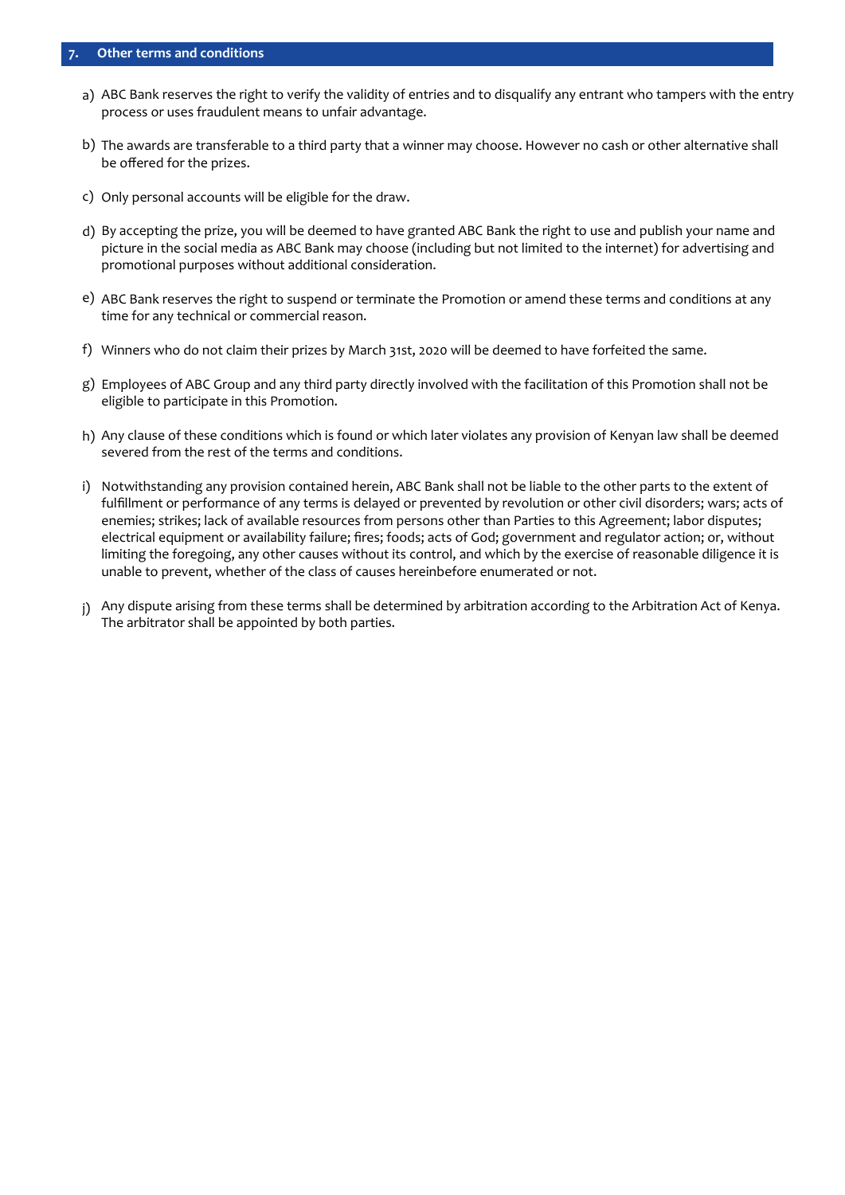## 7. Other terms and conditions

a) ABC Bank reserves the right to verify the validity of entries and to disqualify any entrant who tampers with the entry process or uses fraudulent means to unfair advantage.

b) The awards are transferable to a third party that a winner may choose. However no cash or other alternative shall be offered for the prizes.

c) Only personal accounts will be eligible for the draw.

d) By accepting the prize, you will be deemed to have granted ABC Bank the right to use and publish your name and picture in the social media as ABC Bank may choose (including but not limited to the internet) for advertising and promotional purposes without additional consideration.

e) ABC Bank reserves the right to suspend or terminate the Promotion or amend these terms and conditions at any time for any technical or commercial reason.

f) Winners who do not claim their prizes by March 31st, 2020 will be deemed to have forfeited the same.

g) Employees of ABC Group and any third party directly involved with the facilitation of this Promotion shall not be eligible to participate in this Promotion.

h) Any clause of these conditions which is found or which later violates any provision of Kenyan law shall be deemed severed from the rest of the terms and conditions.

i) Notwithstanding any provision contained herein, ABC Bank shall not be liable to the other parts to the extent of fulfillment or performance of any terms is delayed or prevented by revolution or other civil disorders; wars; acts of enemies; strikes; lack of available resources from persons other than Parties to this Agreement; labor disputes; electrical equipment or availability failure; fires; foods; acts of God; government and regulator action; or, without limiting the foregoing, any other causes without its control, and which by the exercise of reasonable diligence it is unable to prevent, whether of the class of causes hereinbefore enumerated or not.

j) Any dispute arising from these terms shall be determined by arbitration according to the Arbitration Act of Kenya. The arbitrator shall be appointed by both parties.